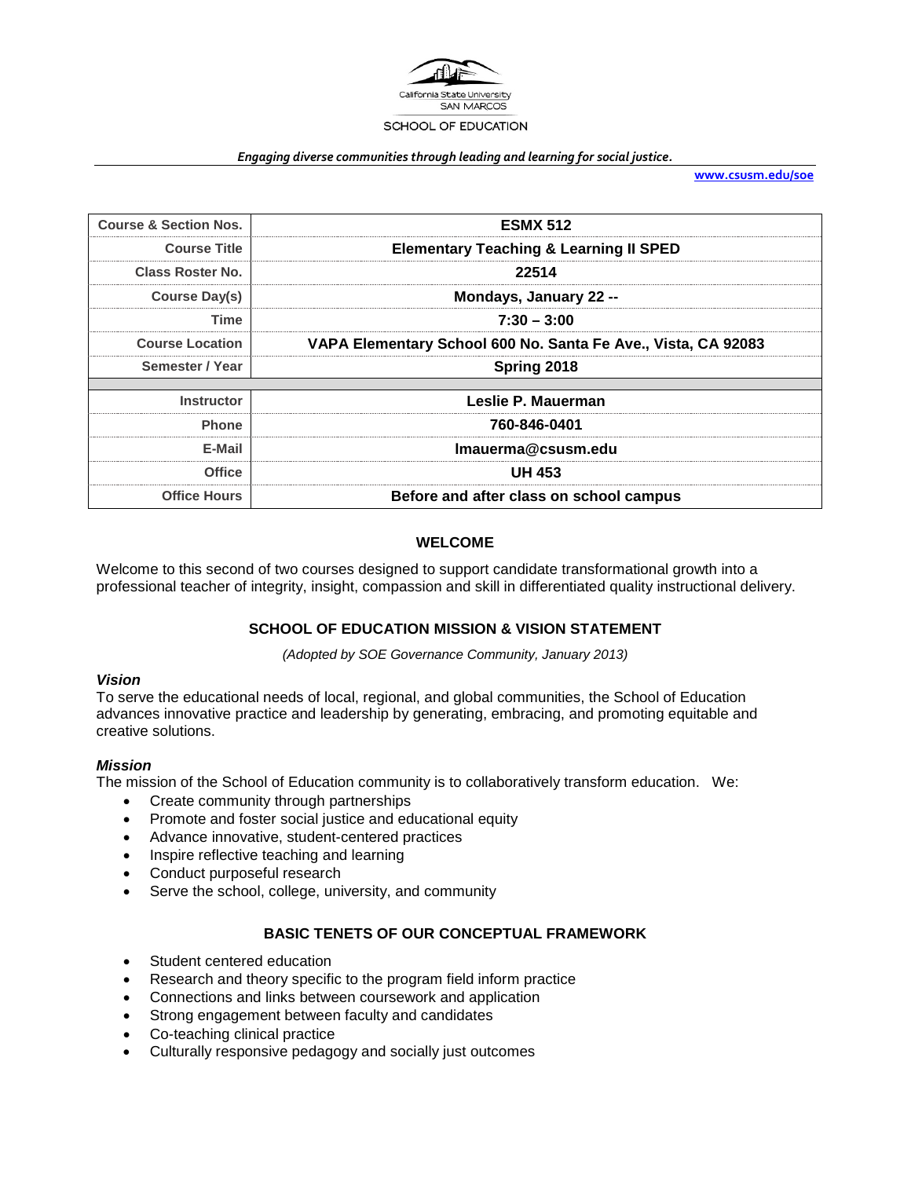California State University SAN MARCOS

SCHOOL OF EDUCATION

***Engaging diverse communities through leading and learning for social justice.***

**www.csusm.edu/soe**

| **Course & Section Nos.** | **ESMX 512** |
|---|---|
| **Course Title** | **Elementary Teaching & Learning II SPED** |
| **Class Roster No.** | **22514** |
| **Course Day(s)** | **Mondays, January 22 --** |
| **Time** | **7:30 – 3:00** |
| **Course Location** | **VAPA Elementary School 600 No. Santa Fe Ave., Vista, CA 92083** |
| **Semester / Year** | **Spring 2018** |
| | |
| **Instructor** | **Leslie P. Mauerman** |
| **Phone** | **760-846-0401** |
| **E-Mail** | **lmauerma@csusm.edu** |
| **Office** | **UH 453** |
| **Office Hours** | **Before and after class on school campus** |

## WELCOME

Welcome to this second of two courses designed to support candidate transformational growth into a professional teacher of integrity, insight, compassion and skill in differentiated quality instructional delivery.

## SCHOOL OF EDUCATION MISSION & VISION STATEMENT

*(Adopted by SOE Governance Community, January 2013)*

### *Vision*

To serve the educational needs of local, regional, and global communities, the School of Education advances innovative practice and leadership by generating, embracing, and promoting equitable and creative solutions.

### *Mission*

The mission of the School of Education community is to collaboratively transform education. We:

- Create community through partnerships
- Promote and foster social justice and educational equity
- Advance innovative, student-centered practices
- Inspire reflective teaching and learning
- Conduct purposeful research
- Serve the school, college, university, and community

## BASIC TENETS OF OUR CONCEPTUAL FRAMEWORK

- Student centered education
- Research and theory specific to the program field inform practice
- Connections and links between coursework and application
- Strong engagement between faculty and candidates
- Co-teaching clinical practice
- Culturally responsive pedagogy and socially just outcomes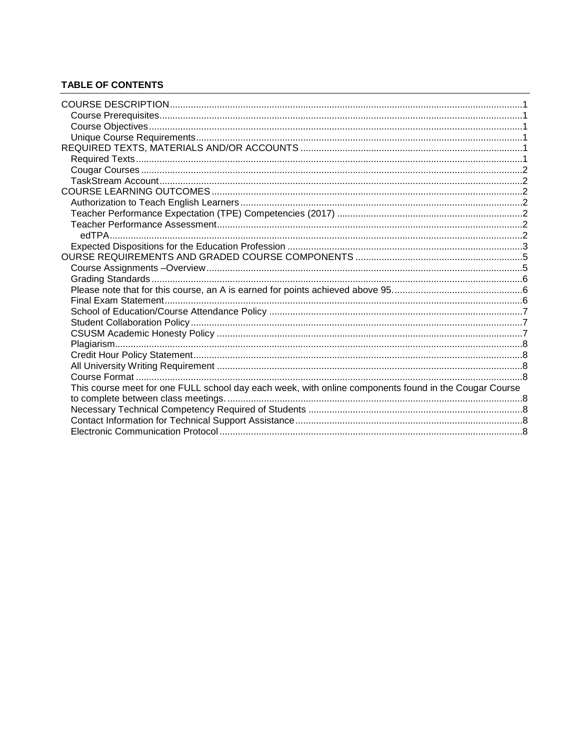**TABLE OF CONTENTS**

COURSE DESCRIPTION ..... 1
- Course Prerequisites ..... 1
- Course Objectives ..... 1
- Unique Course Requirements ..... 1

REQUIRED TEXTS, MATERIALS AND/OR ACCOUNTS ..... 1
- Required Texts ..... 1
- Cougar Courses ..... 2
- TaskStream Account ..... 2

COURSE LEARNING OUTCOMES ..... 2
- Authorization to Teach English Learners ..... 2
- Teacher Performance Expectation (TPE) Competencies (2017) ..... 2
- Teacher Performance Assessment ..... 2
  - edTPA ..... 2
- Expected Dispositions for the Education Profession ..... 3

OURSE REQUIREMENTS AND GRADED COURSE COMPONENTS ..... 5
- Course Assignments –Overview ..... 5
- Grading Standards ..... 6
- Please note that for this course, an A is earned for points achieved above 95. ..... 6
- Final Exam Statement ..... 6
- School of Education/Course Attendance Policy ..... 7
- Student Collaboration Policy ..... 7
- CSUSM Academic Honesty Policy ..... 7
- Plagiarism ..... 8
- Credit Hour Policy Statement ..... 8
- All University Writing Requirement ..... 8
- Course Format ..... 8
- This course meet for one FULL school day each week, with online components found in the Cougar Course to complete between class meetings. ..... 8
- Necessary Technical Competency Required of Students ..... 8
- Contact Information for Technical Support Assistance ..... 8
- Electronic Communication Protocol ..... 8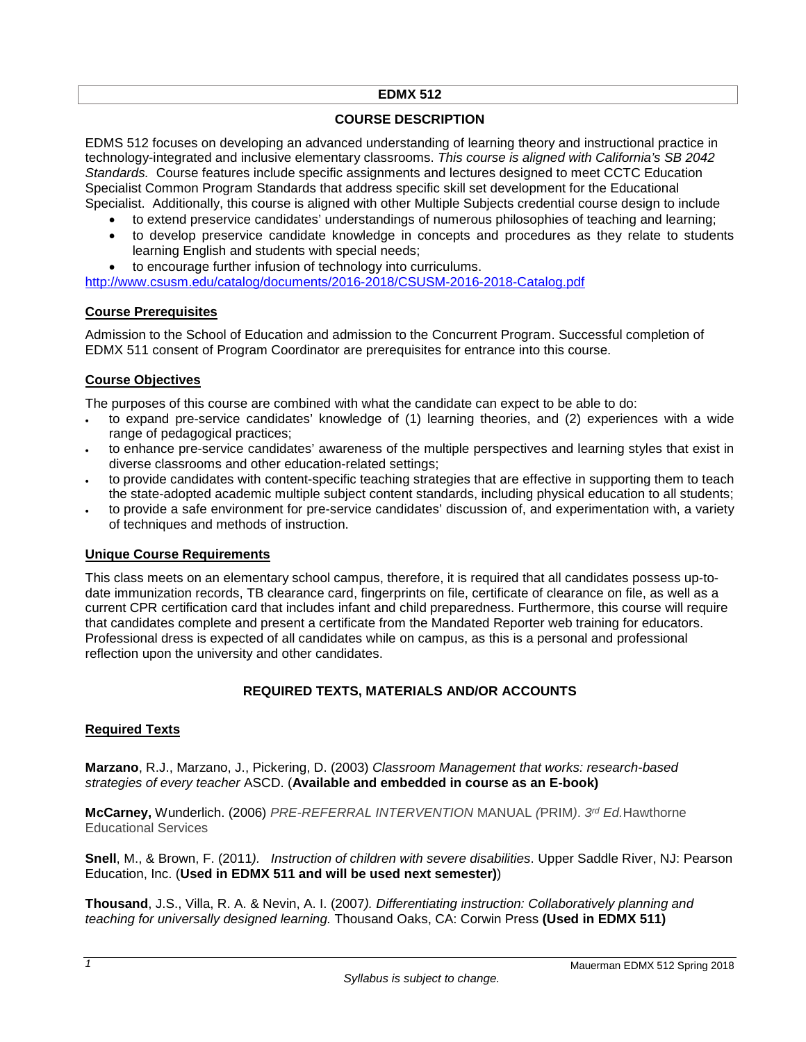## EDMX 512

### COURSE DESCRIPTION

EDMS 512 focuses on developing an advanced understanding of learning theory and instructional practice in technology-integrated and inclusive elementary classrooms. *This course is aligned with California's SB 2042 Standards.* Course features include specific assignments and lectures designed to meet CCTC Education Specialist Common Program Standards that address specific skill set development for the Educational Specialist. Additionally, this course is aligned with other Multiple Subjects credential course design to include

- to extend preservice candidates' understandings of numerous philosophies of teaching and learning;
- to develop preservice candidate knowledge in concepts and procedures as they relate to students learning English and students with special needs;
- to encourage further infusion of technology into curriculums.

http://www.csusm.edu/catalog/documents/2016-2018/CSUSM-2016-2018-Catalog.pdf

### Course Prerequisites

Admission to the School of Education and admission to the Concurrent Program. Successful completion of EDMX 511 consent of Program Coordinator are prerequisites for entrance into this course.

### Course Objectives

The purposes of this course are combined with what the candidate can expect to be able to do:

- to expand pre-service candidates' knowledge of (1) learning theories, and (2) experiences with a wide range of pedagogical practices;
- to enhance pre-service candidates' awareness of the multiple perspectives and learning styles that exist in diverse classrooms and other education-related settings;
- to provide candidates with content-specific teaching strategies that are effective in supporting them to teach the state-adopted academic multiple subject content standards, including physical education to all students;
- to provide a safe environment for pre-service candidates' discussion of, and experimentation with, a variety of techniques and methods of instruction.

### Unique Course Requirements

This class meets on an elementary school campus, therefore, it is required that all candidates possess up-to-date immunization records, TB clearance card, fingerprints on file, certificate of clearance on file, as well as a current CPR certification card that includes infant and child preparedness. Furthermore, this course will require that candidates complete and present a certificate from the Mandated Reporter web training for educators. Professional dress is expected of all candidates while on campus, as this is a personal and professional reflection upon the university and other candidates.

## REQUIRED TEXTS, MATERIALS AND/OR ACCOUNTS

### Required Texts

**Marzano**, R.J., Marzano, J., Pickering, D. (2003) *Classroom Management that works: research-based strategies of every teacher* ASCD. (**Available and embedded in course as an E-book)**

**McCarney,** Wunderlich. (2006) *PRE-REFERRAL INTERVENTION* MANUAL *(*PRIM*). 3rd Ed.*Hawthorne Educational Services

**Snell**, M., & Brown, F. (2011*). Instruction of children with severe disabilities*. Upper Saddle River, NJ: Pearson Education, Inc. (**Used in EDMX 511 and will be used next semester)**)

**Thousand**, J.S., Villa, R. A. & Nevin, A. I. (2007*). Differentiating instruction: Collaboratively planning and teaching for universally designed learning.* Thousand Oaks, CA: Corwin Press **(Used in EDMX 511)**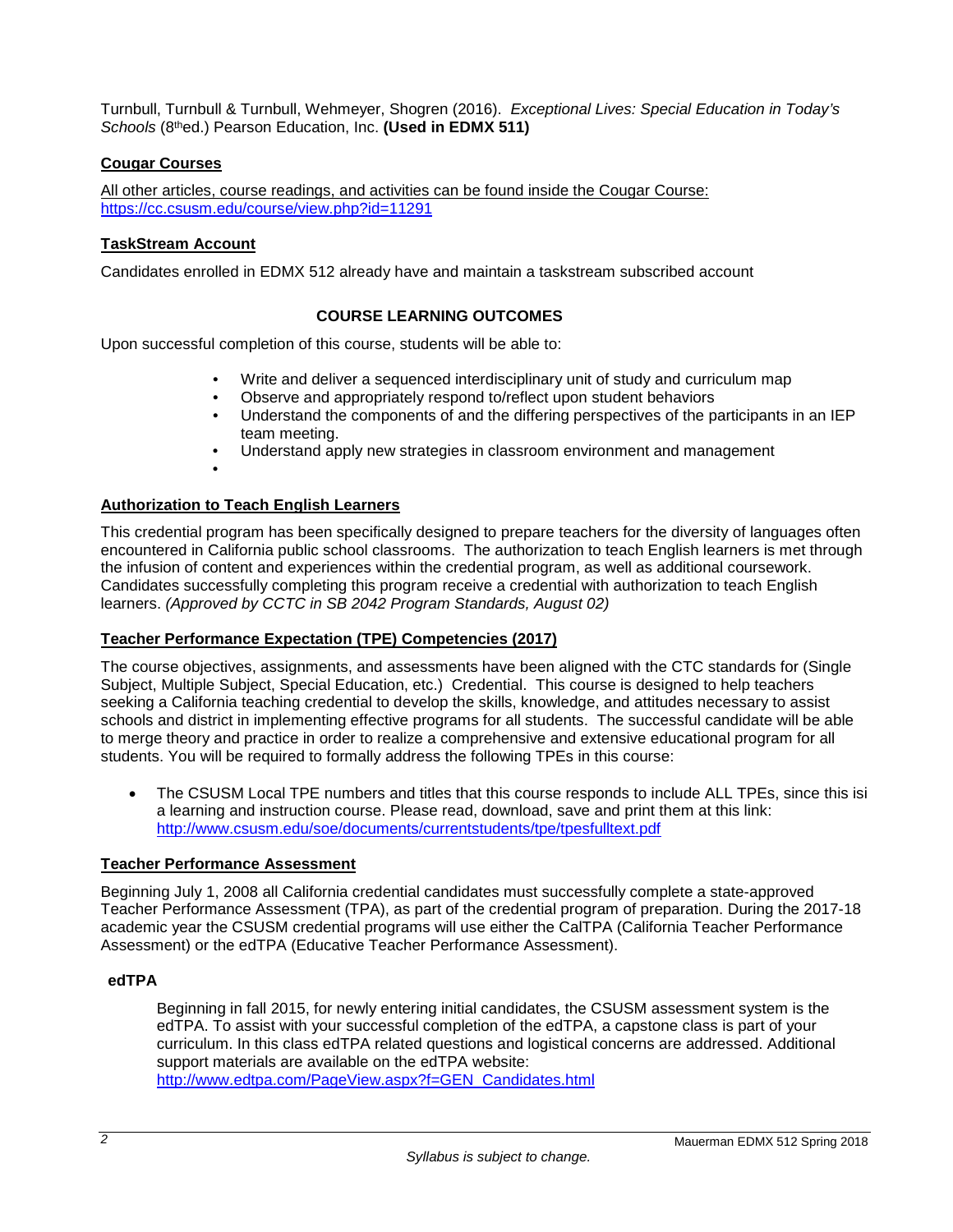Turnbull, Turnbull & Turnbull, Wehmeyer, Shogren (2016). *Exceptional Lives: Special Education in Today's Schools* (8th ed.) Pearson Education, Inc. **(Used in EDMX 511)**

## Cougar Courses

All other articles, course readings, and activities can be found inside the Cougar Course: https://cc.csusm.edu/course/view.php?id=11291

## TaskStream Account

Candidates enrolled in EDMX 512 already have and maintain a taskstream subscribed account

## COURSE LEARNING OUTCOMES

Upon successful completion of this course, students will be able to:

- Write and deliver a sequenced interdisciplinary unit of study and curriculum map
- Observe and appropriately respond to/reflect upon student behaviors
- Understand the components of and the differing perspectives of the participants in an IEP team meeting.
- Understand apply new strategies in classroom environment and management
- 

## Authorization to Teach English Learners

This credential program has been specifically designed to prepare teachers for the diversity of languages often encountered in California public school classrooms. The authorization to teach English learners is met through the infusion of content and experiences within the credential program, as well as additional coursework. Candidates successfully completing this program receive a credential with authorization to teach English learners. *(Approved by CCTC in SB 2042 Program Standards, August 02)*

## Teacher Performance Expectation (TPE) Competencies (2017)

The course objectives, assignments, and assessments have been aligned with the CTC standards for (Single Subject, Multiple Subject, Special Education, etc.) Credential. This course is designed to help teachers seeking a California teaching credential to develop the skills, knowledge, and attitudes necessary to assist schools and district in implementing effective programs for all students. The successful candidate will be able to merge theory and practice in order to realize a comprehensive and extensive educational program for all students. You will be required to formally address the following TPEs in this course:

- The CSUSM Local TPE numbers and titles that this course responds to include ALL TPEs, since this isi a learning and instruction course. Please read, download, save and print them at this link: http://www.csusm.edu/soe/documents/currentstudents/tpe/tpesfulltext.pdf

## Teacher Performance Assessment

Beginning July 1, 2008 all California credential candidates must successfully complete a state-approved Teacher Performance Assessment (TPA), as part of the credential program of preparation. During the 2017-18 academic year the CSUSM credential programs will use either the CalTPA (California Teacher Performance Assessment) or the edTPA (Educative Teacher Performance Assessment).

### edTPA

Beginning in fall 2015, for newly entering initial candidates, the CSUSM assessment system is the edTPA. To assist with your successful completion of the edTPA, a capstone class is part of your curriculum. In this class edTPA related questions and logistical concerns are addressed. Additional support materials are available on the edTPA website: http://www.edtpa.com/PageView.aspx?f=GEN_Candidates.html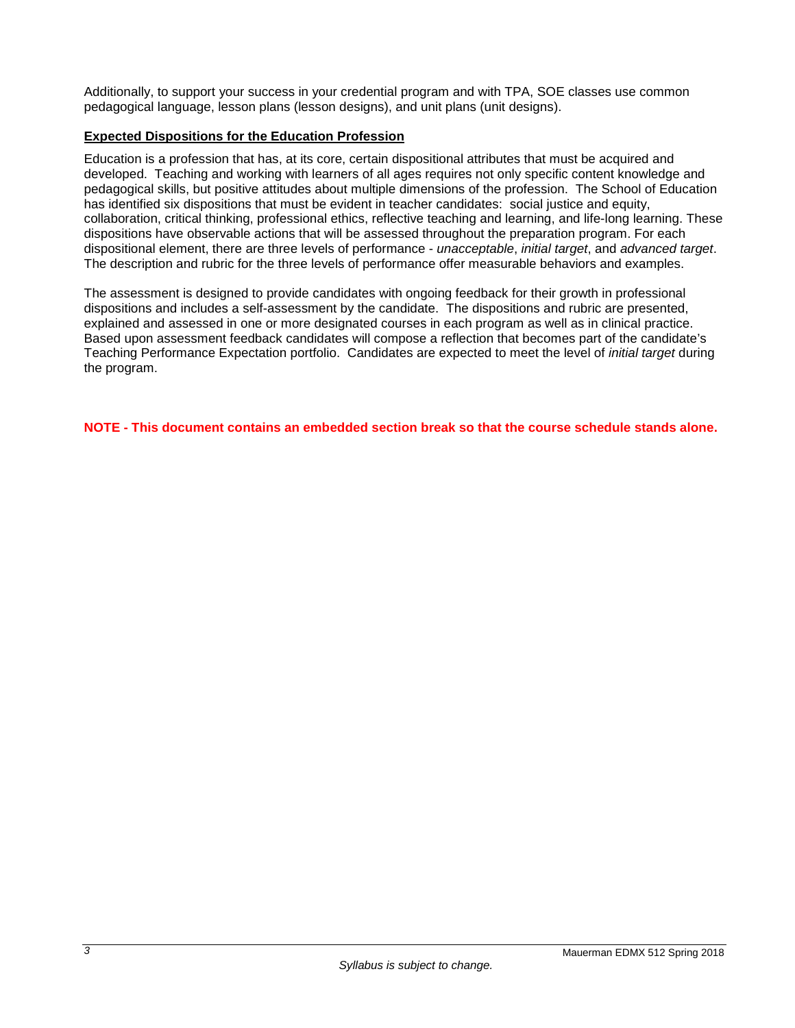Additionally, to support your success in your credential program and with TPA, SOE classes use common pedagogical language, lesson plans (lesson designs), and unit plans (unit designs).

**Expected Dispositions for the Education Profession**

Education is a profession that has, at its core, certain dispositional attributes that must be acquired and developed. Teaching and working with learners of all ages requires not only specific content knowledge and pedagogical skills, but positive attitudes about multiple dimensions of the profession. The School of Education has identified six dispositions that must be evident in teacher candidates: social justice and equity, collaboration, critical thinking, professional ethics, reflective teaching and learning, and life-long learning. These dispositions have observable actions that will be assessed throughout the preparation program. For each dispositional element, there are three levels of performance - *unacceptable*, *initial target*, and *advanced target*. The description and rubric for the three levels of performance offer measurable behaviors and examples.

The assessment is designed to provide candidates with ongoing feedback for their growth in professional dispositions and includes a self-assessment by the candidate. The dispositions and rubric are presented, explained and assessed in one or more designated courses in each program as well as in clinical practice. Based upon assessment feedback candidates will compose a reflection that becomes part of the candidate's Teaching Performance Expectation portfolio. Candidates are expected to meet the level of *initial target* during the program.

**NOTE - This document contains an embedded section break so that the course schedule stands alone.**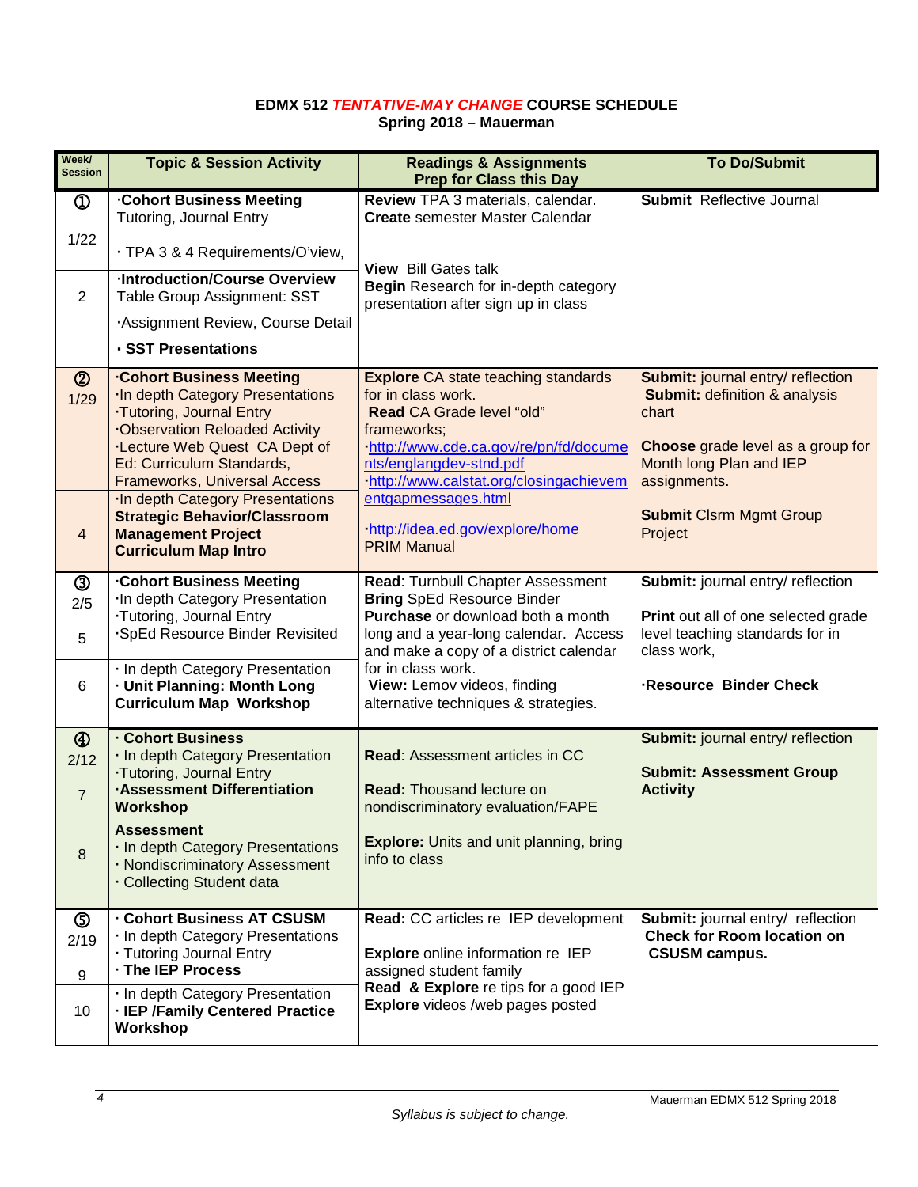**EDMX 512 *TENTATIVE-MAY CHANGE* COURSE SCHEDULE**
**Spring 2018 – Mauerman**

| Week/ Session | Topic & Session Activity | Readings & Assignments Prep for Class this Day | To Do/Submit |
|---|---|---|---|
| ① 1/22 | ·**Cohort Business Meeting** Tutoring, Journal Entry · TPA 3 & 4 Requirements/O'view, | **Review** TPA 3 materials, calendar. **Create** semester Master Calendar **View** Bill Gates talk **Begin** Research for in-depth category presentation after sign up in class | **Submit** Reflective Journal |
| 2 | ·**Introduction/Course Overview** Table Group Assignment: SST ·Assignment Review, Course Detail · **SST Presentations** | | |
| ② 1/29 | ·**Cohort Business Meeting** ·In depth Category Presentations ·Tutoring, Journal Entry ·Observation Reloaded Activity ·Lecture Web Quest CA Dept of Ed: Curriculum Standards, Frameworks, Universal Access | **Explore** CA state teaching standards for in class work. **Read** CA Grade level "old" frameworks; ·http://www.cde.ca.gov/re/pn/fd/documents/englangdev-stnd.pdf ·http://www.calstat.org/closingachievementgapmessages.html ·http://idea.ed.gov/explore/home PRIM Manual | **Submit:** journal entry/ reflection **Submit:** definition & analysis chart **Choose** grade level as a group for Month long Plan and IEP assignments. **Submit** Clsrm Mgmt Group Project |
| 4 | ·In depth Category Presentations **Strategic Behavior/Classroom Management Project** **Curriculum Map Intro** | | |
| ③ 2/5 5 | ·**Cohort Business Meeting** ·In depth Category Presentation ·Tutoring, Journal Entry ·SpEd Resource Binder Revisited | **Read**: Turnbull Chapter Assessment **Bring** SpEd Resource Binder **Purchase** or download both a month long and a year-long calendar. Access and make a copy of a district calendar for in class work. **View:** Lemov videos, finding alternative techniques & strategies. | **Submit:** journal entry/ reflection **Print** out all of one selected grade level teaching standards for in class work, ·**Resource Binder Check** |
| 6 | · In depth Category Presentation · **Unit Planning: Month Long Curriculum Map Workshop** | | |
| ④ 2/12 7 | · **Cohort Business** · In depth Category Presentation ·Tutoring, Journal Entry ·**Assessment Differentiation Workshop** | **Read**: Assessment articles in CC **Read:** Thousand lecture on nondiscriminatory evaluation/FAPE **Explore:** Units and unit planning, bring info to class | **Submit:** journal entry/ reflection **Submit: Assessment Group Activity** |
| 8 | **Assessment** · In depth Category Presentations · Nondiscriminatory Assessment · Collecting Student data | | |
| ⑤ 2/19 9 | · **Cohort Business AT CSUSM** · In depth Category Presentations · Tutoring Journal Entry · **The IEP Process** | **Read:** CC articles re IEP development **Explore** online information re IEP assigned student family **Read & Explore** re tips for a good IEP **Explore** videos /web pages posted | **Submit:** journal entry/ reflection **Check for Room location on CSUSM campus.** |
| 10 | · In depth Category Presentation · **IEP /Family Centered Practice Workshop** | | |

*Syllabus is subject to change.*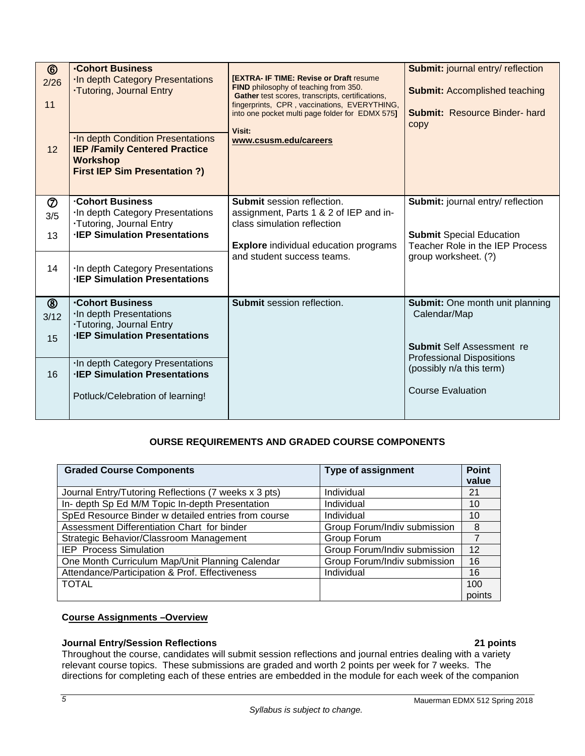| ⑥ 2/26 11 | ·Cohort Business ·In depth Category Presentations ·Tutoring, Journal Entry | **[EXTRA- IF TIME: Revise or Draft** resume **FIND** philosophy of teaching from 350. **Gather** test scores, transcripts, certifications, fingerprints, CPR, vaccinations, EVERYTHING, into one pocket multi page folder for EDMX 575**]** **Visit:** **www.csusm.edu/careers** | **Submit:** journal entry/ reflection **Submit:** Accomplished teaching **Submit:** Resource Binder- hard copy |
|---|---|---|---|
| 12 | ·In depth Condition Presentations **IEP /Family Centered Practice Workshop** **First IEP Sim Presentation ?)** | | |
| ⑦ 3/5 13 | ·Cohort Business ·In depth Category Presentations ·Tutoring, Journal Entry **·IEP Simulation Presentations** | **Submit** session reflection. assignment, Parts 1 & 2 of IEP and in-class simulation reflection **Explore** individual education programs and student success teams. | **Submit:** journal entry/ reflection **Submit** Special Education Teacher Role in the IEP Process group worksheet. (?) |
| 14 | ·In depth Category Presentations **·IEP Simulation Presentations** | | |
| ⑧ 3/12 15 | ·Cohort Business ·In depth Presentations ·Tutoring, Journal Entry **·IEP Simulation Presentations** | **Submit** session reflection. | **Submit:** One month unit planning Calendar/Map **Submit** Self Assessment re Professional Dispositions (possibly n/a this term) Course Evaluation |
| 16 | ·In depth Category Presentations **·IEP Simulation Presentations** Potluck/Celebration of learning! | | |

**OURSE REQUIREMENTS AND GRADED COURSE COMPONENTS**

| Graded Course Components | Type of assignment | Point value |
|---|---|---|
| Journal Entry/Tutoring Reflections (7 weeks x 3 pts) | Individual | 21 |
| In- depth Sp Ed M/M Topic In-depth Presentation | Individual | 10 |
| SpEd Resource Binder w detailed entries from course | Individual | 10 |
| Assessment Differentiation Chart for binder | Group Forum/Indiv submission | 8 |
| Strategic Behavior/Classroom Management | Group Forum | 7 |
| IEP Process Simulation | Group Forum/Indiv submission | 12 |
| One Month Curriculum Map/Unit Planning Calendar | Group Forum/Indiv submission | 16 |
| Attendance/Participation & Prof. Effectiveness | Individual | 16 |
| TOTAL | | 100 points |

**Course Assignments –Overview**

**Journal Entry/Session Reflections** **21 points**

Throughout the course, candidates will submit session reflections and journal entries dealing with a variety relevant course topics. These submissions are graded and worth 2 points per week for 7 weeks. The directions for completing each of these entries are embedded in the module for each week of the companion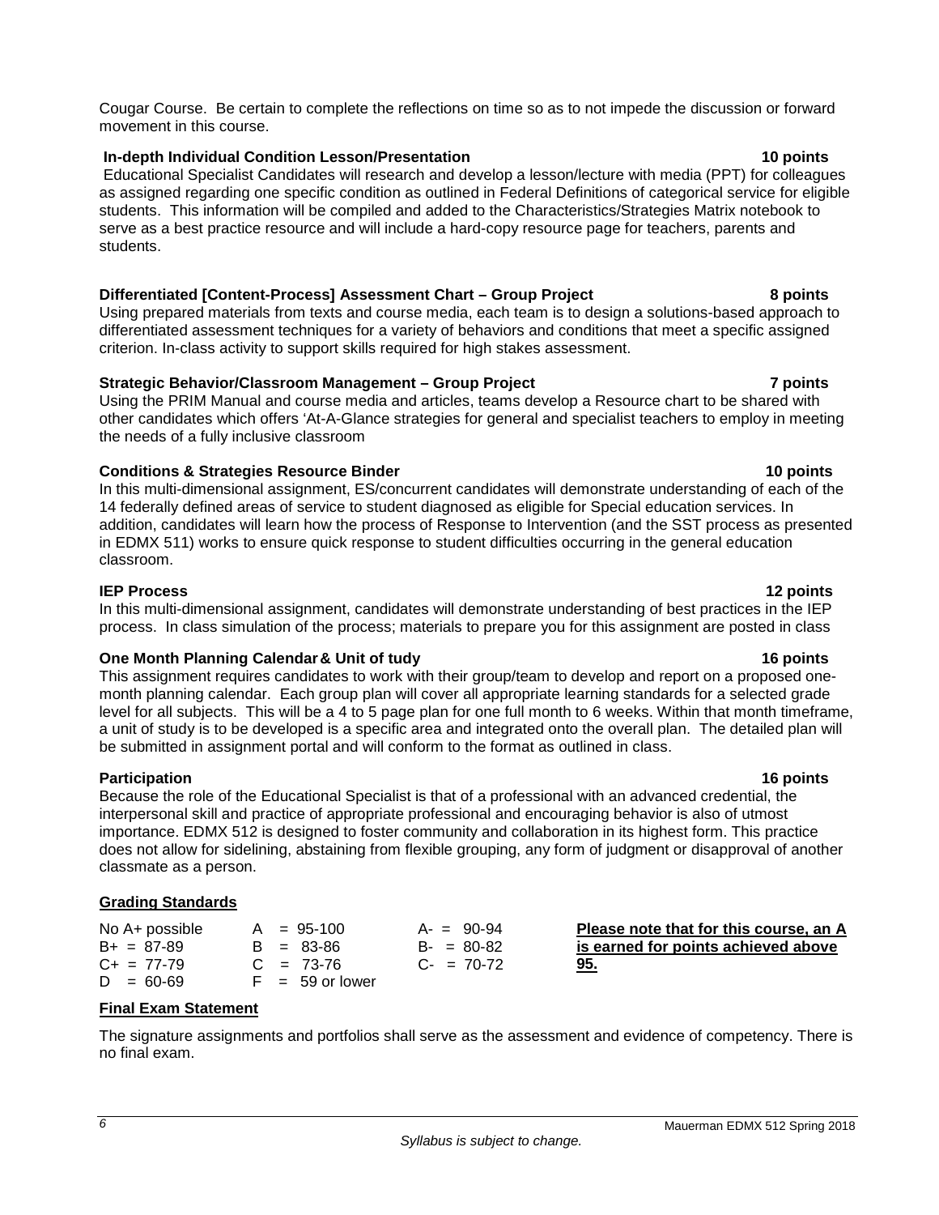Cougar Course. Be certain to complete the reflections on time so as to not impede the discussion or forward movement in this course.

**In-depth Individual Condition Lesson/Presentation** **10 points**

Educational Specialist Candidates will research and develop a lesson/lecture with media (PPT) for colleagues as assigned regarding one specific condition as outlined in Federal Definitions of categorical service for eligible students. This information will be compiled and added to the Characteristics/Strategies Matrix notebook to serve as a best practice resource and will include a hard-copy resource page for teachers, parents and students.

**Differentiated [Content-Process] Assessment Chart – Group Project** **8 points**

Using prepared materials from texts and course media, each team is to design a solutions-based approach to differentiated assessment techniques for a variety of behaviors and conditions that meet a specific assigned criterion. In-class activity to support skills required for high stakes assessment.

**Strategic Behavior/Classroom Management – Group Project** **7 points**

Using the PRIM Manual and course media and articles, teams develop a Resource chart to be shared with other candidates which offers 'At-A-Glance strategies for general and specialist teachers to employ in meeting the needs of a fully inclusive classroom

**Conditions & Strategies Resource Binder** **10 points**

In this multi-dimensional assignment, ES/concurrent candidates will demonstrate understanding of each of the 14 federally defined areas of service to student diagnosed as eligible for Special education services. In addition, candidates will learn how the process of Response to Intervention (and the SST process as presented in EDMX 511) works to ensure quick response to student difficulties occurring in the general education classroom.

**IEP Process** **12 points**

In this multi-dimensional assignment, candidates will demonstrate understanding of best practices in the IEP process. In class simulation of the process; materials to prepare you for this assignment are posted in class

**One Month Planning Calendar & Unit of tudy** **16 points**

This assignment requires candidates to work with their group/team to develop and report on a proposed one-month planning calendar. Each group plan will cover all appropriate learning standards for a selected grade level for all subjects. This will be a 4 to 5 page plan for one full month to 6 weeks. Within that month timeframe, a unit of study is to be developed is a specific area and integrated onto the overall plan. The detailed plan will be submitted in assignment portal and will conform to the format as outlined in class.

**Participation** **16 points**

Because the role of the Educational Specialist is that of a professional with an advanced credential, the interpersonal skill and practice of appropriate professional and encouraging behavior is also of utmost importance. EDMX 512 is designed to foster community and collaboration in its highest form. This practice does not allow for sidelining, abstaining from flexible grouping, any form of judgment or disapproval of another classmate as a person.

## Grading Standards

| | | |
|---|---|---|
| No A+ possible | A = 95-100 | A- = 90-94 |
| B+ = 87-89 | B = 83-86 | B- = 80-82 |
| C+ = 77-79 | C = 73-76 | C- = 70-72 |
| D = 60-69 | F = 59 or lower | |

**Please note that for this course, an A is earned for points achieved above 95.**

## Final Exam Statement

The signature assignments and portfolios shall serve as the assessment and evidence of competency. There is no final exam.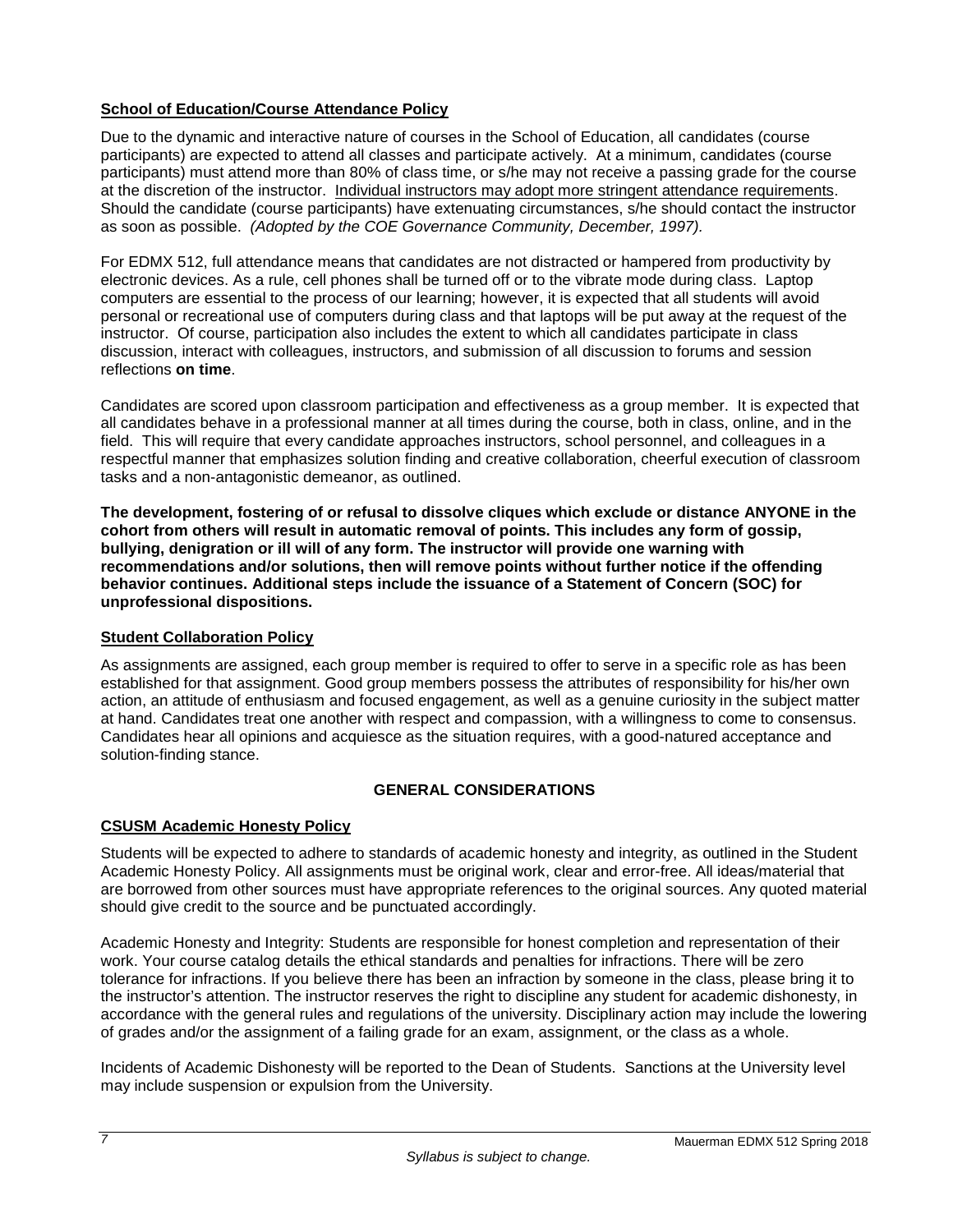**School of Education/Course Attendance Policy**

Due to the dynamic and interactive nature of courses in the School of Education, all candidates (course participants) are expected to attend all classes and participate actively. At a minimum, candidates (course participants) must attend more than 80% of class time, or s/he may not receive a passing grade for the course at the discretion of the instructor. Individual instructors may adopt more stringent attendance requirements. Should the candidate (course participants) have extenuating circumstances, s/he should contact the instructor as soon as possible. *(Adopted by the COE Governance Community, December, 1997).*

For EDMX 512, full attendance means that candidates are not distracted or hampered from productivity by electronic devices. As a rule, cell phones shall be turned off or to the vibrate mode during class. Laptop computers are essential to the process of our learning; however, it is expected that all students will avoid personal or recreational use of computers during class and that laptops will be put away at the request of the instructor. Of course, participation also includes the extent to which all candidates participate in class discussion, interact with colleagues, instructors, and submission of all discussion to forums and session reflections **on time**.

Candidates are scored upon classroom participation and effectiveness as a group member. It is expected that all candidates behave in a professional manner at all times during the course, both in class, online, and in the field. This will require that every candidate approaches instructors, school personnel, and colleagues in a respectful manner that emphasizes solution finding and creative collaboration, cheerful execution of classroom tasks and a non-antagonistic demeanor, as outlined.

**The development, fostering of or refusal to dissolve cliques which exclude or distance ANYONE in the cohort from others will result in automatic removal of points. This includes any form of gossip, bullying, denigration or ill will of any form. The instructor will provide one warning with recommendations and/or solutions, then will remove points without further notice if the offending behavior continues. Additional steps include the issuance of a Statement of Concern (SOC) for unprofessional dispositions.**

**Student Collaboration Policy**

As assignments are assigned, each group member is required to offer to serve in a specific role as has been established for that assignment. Good group members possess the attributes of responsibility for his/her own action, an attitude of enthusiasm and focused engagement, as well as a genuine curiosity in the subject matter at hand. Candidates treat one another with respect and compassion, with a willingness to come to consensus. Candidates hear all opinions and acquiesce as the situation requires, with a good-natured acceptance and solution-finding stance.

## GENERAL CONSIDERATIONS

**CSUSM Academic Honesty Policy**

Students will be expected to adhere to standards of academic honesty and integrity, as outlined in the Student Academic Honesty Policy. All assignments must be original work, clear and error-free. All ideas/material that are borrowed from other sources must have appropriate references to the original sources. Any quoted material should give credit to the source and be punctuated accordingly.

Academic Honesty and Integrity: Students are responsible for honest completion and representation of their work. Your course catalog details the ethical standards and penalties for infractions. There will be zero tolerance for infractions. If you believe there has been an infraction by someone in the class, please bring it to the instructor's attention. The instructor reserves the right to discipline any student for academic dishonesty, in accordance with the general rules and regulations of the university. Disciplinary action may include the lowering of grades and/or the assignment of a failing grade for an exam, assignment, or the class as a whole.

Incidents of Academic Dishonesty will be reported to the Dean of Students. Sanctions at the University level may include suspension or expulsion from the University.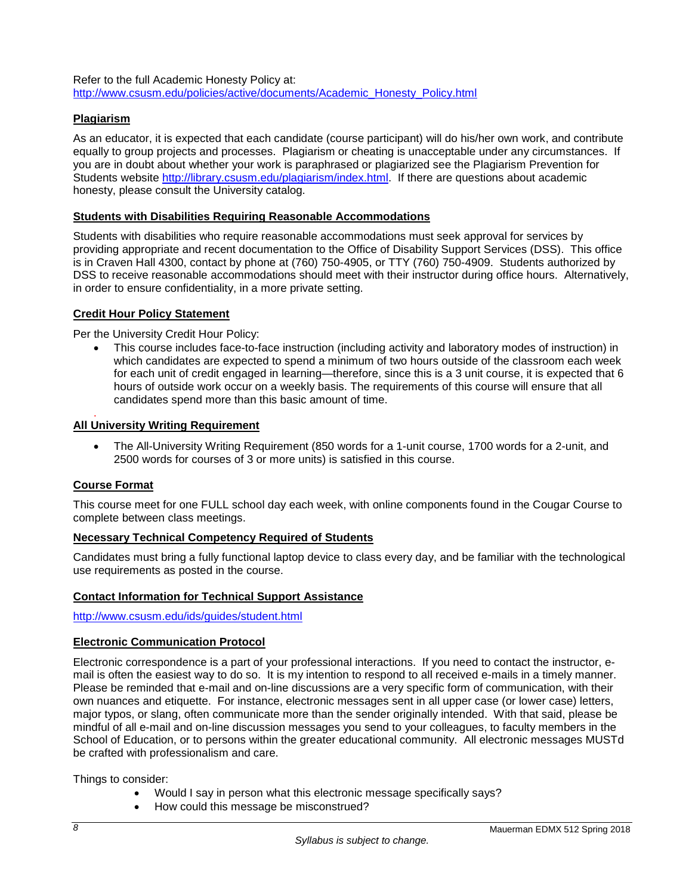Refer to the full Academic Honesty Policy at: http://www.csusm.edu/policies/active/documents/Academic_Honesty_Policy.html

**Plagiarism**

As an educator, it is expected that each candidate (course participant) will do his/her own work, and contribute equally to group projects and processes. Plagiarism or cheating is unacceptable under any circumstances. If you are in doubt about whether your work is paraphrased or plagiarized see the Plagiarism Prevention for Students website http://library.csusm.edu/plagiarism/index.html. If there are questions about academic honesty, please consult the University catalog.

**Students with Disabilities Requiring Reasonable Accommodations**

Students with disabilities who require reasonable accommodations must seek approval for services by providing appropriate and recent documentation to the Office of Disability Support Services (DSS). This office is in Craven Hall 4300, contact by phone at (760) 750-4905, or TTY (760) 750-4909. Students authorized by DSS to receive reasonable accommodations should meet with their instructor during office hours. Alternatively, in order to ensure confidentiality, in a more private setting.

**Credit Hour Policy Statement**

Per the University Credit Hour Policy:

- This course includes face-to-face instruction (including activity and laboratory modes of instruction) in which candidates are expected to spend a minimum of two hours outside of the classroom each week for each unit of credit engaged in learning—therefore, since this is a 3 unit course, it is expected that 6 hours of outside work occur on a weekly basis. The requirements of this course will ensure that all candidates spend more than this basic amount of time.

**All University Writing Requirement**

- The All-University Writing Requirement (850 words for a 1-unit course, 1700 words for a 2-unit, and 2500 words for courses of 3 or more units) is satisfied in this course.

**Course Format**

This course meet for one FULL school day each week, with online components found in the Cougar Course to complete between class meetings.

**Necessary Technical Competency Required of Students**

Candidates must bring a fully functional laptop device to class every day, and be familiar with the technological use requirements as posted in the course.

**Contact Information for Technical Support Assistance**

http://www.csusm.edu/ids/guides/student.html

**Electronic Communication Protocol**

Electronic correspondence is a part of your professional interactions. If you need to contact the instructor, e-mail is often the easiest way to do so. It is my intention to respond to all received e-mails in a timely manner. Please be reminded that e-mail and on-line discussions are a very specific form of communication, with their own nuances and etiquette. For instance, electronic messages sent in all upper case (or lower case) letters, major typos, or slang, often communicate more than the sender originally intended. With that said, please be mindful of all e-mail and on-line discussion messages you send to your colleagues, to faculty members in the School of Education, or to persons within the greater educational community. All electronic messages MUSTd be crafted with professionalism and care.

Things to consider:

- Would I say in person what this electronic message specifically says?
- How could this message be misconstrued?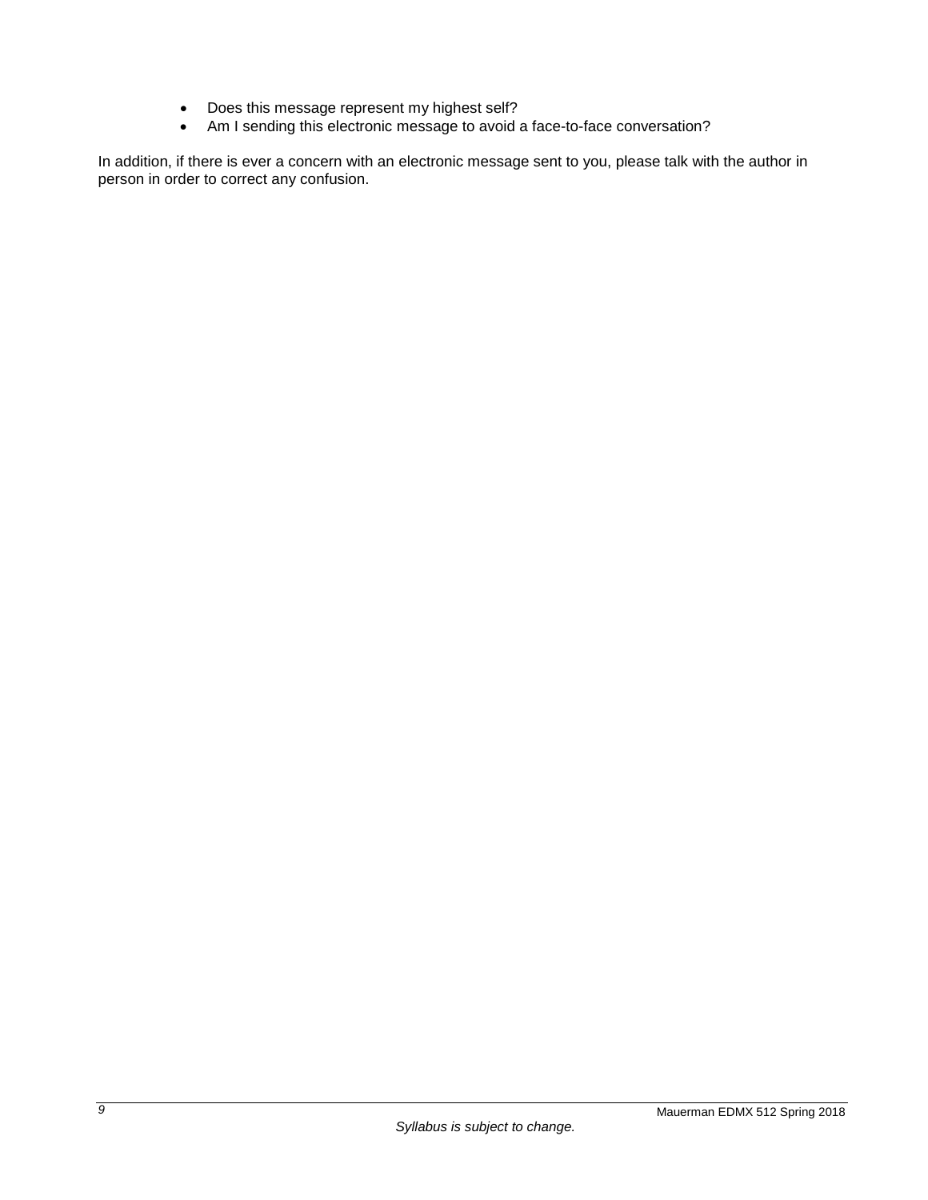- Does this message represent my highest self?
- Am I sending this electronic message to avoid a face-to-face conversation?

In addition, if there is ever a concern with an electronic message sent to you, please talk with the author in person in order to correct any confusion.